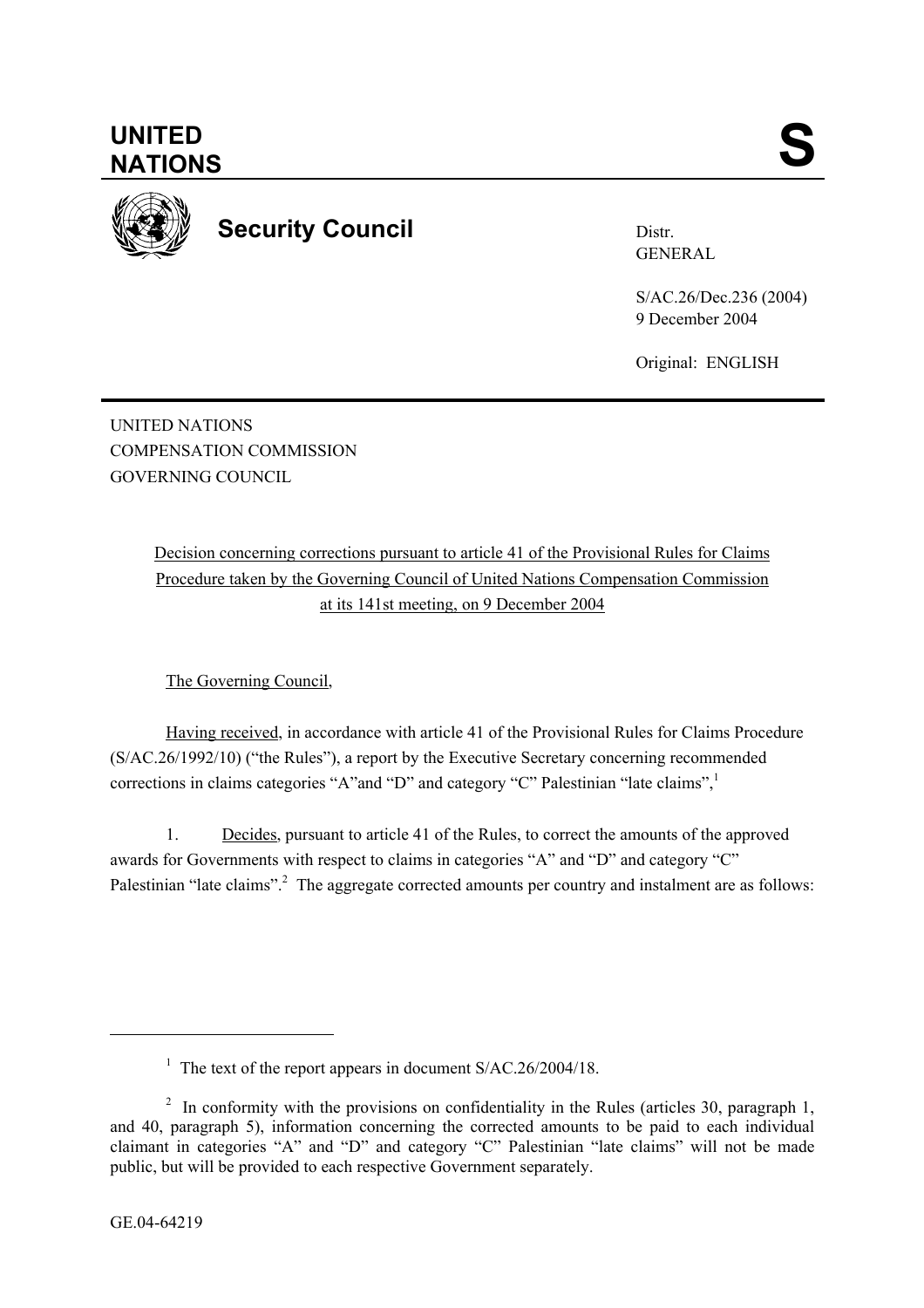# UNITED NATIONS

# S

**Security Council**

Distr.
GENERAL

S/AC.26/Dec.236 (2004)
9 December 2004

Original: ENGLISH

---

UNITED NATIONS
COMPENSATION COMMISSION
GOVERNING COUNCIL

Decision concerning corrections pursuant to article 41 of the Provisional Rules for Claims Procedure taken by the Governing Council of United Nations Compensation Commission at its 141st meeting, on 9 December 2004

The Governing Council,

Having received, in accordance with article 41 of the Provisional Rules for Claims Procedure (S/AC.26/1992/10) ("the Rules"), a report by the Executive Secretary concerning recommended corrections in claims categories "A"and "D" and category "C" Palestinian "late claims",[1]

1. Decides, pursuant to article 41 of the Rules, to correct the amounts of the approved awards for Governments with respect to claims in categories "A" and "D" and category "C" Palestinian "late claims".[2] The aggregate corrected amounts per country and instalment are as follows:

---

[1] The text of the report appears in document S/AC.26/2004/18.

[2] In conformity with the provisions on confidentiality in the Rules (articles 30, paragraph 1, and 40, paragraph 5), information concerning the corrected amounts to be paid to each individual claimant in categories "A" and "D" and category "C" Palestinian "late claims" will not be made public, but will be provided to each respective Government separately.

GE.04-64219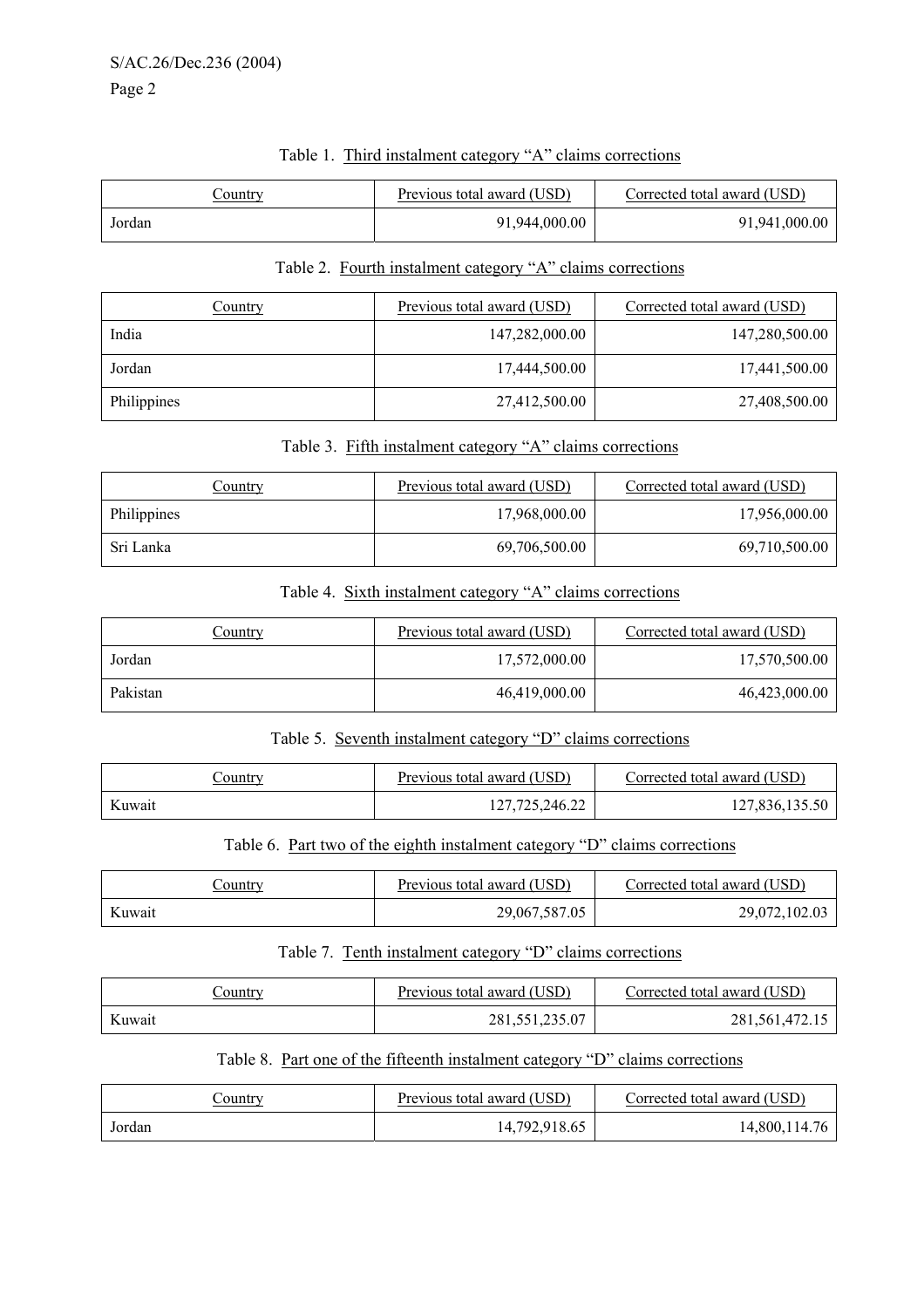Table 1. Third instalment category "A" claims corrections

| Country | Previous total award (USD) | Corrected total award (USD) |
|---|---:|---:|
| Jordan | 91,944,000.00 | 91,941,000.00 |

Table 2. Fourth instalment category "A" claims corrections

| Country | Previous total award (USD) | Corrected total award (USD) |
|---|---:|---:|
| India | 147,282,000.00 | 147,280,500.00 |
| Jordan | 17,444,500.00 | 17,441,500.00 |
| Philippines | 27,412,500.00 | 27,408,500.00 |

Table 3. Fifth instalment category "A" claims corrections

| Country | Previous total award (USD) | Corrected total award (USD) |
|---|---:|---:|
| Philippines | 17,968,000.00 | 17,956,000.00 |
| Sri Lanka | 69,706,500.00 | 69,710,500.00 |

Table 4. Sixth instalment category "A" claims corrections

| Country | Previous total award (USD) | Corrected total award (USD) |
|---|---:|---:|
| Jordan | 17,572,000.00 | 17,570,500.00 |
| Pakistan | 46,419,000.00 | 46,423,000.00 |

Table 5. Seventh instalment category "D" claims corrections

| Country | Previous total award (USD) | Corrected total award (USD) |
|---|---:|---:|
| Kuwait | 127,725,246.22 | 127,836,135.50 |

Table 6. Part two of the eighth instalment category "D" claims corrections

| Country | Previous total award (USD) | Corrected total award (USD) |
|---|---:|---:|
| Kuwait | 29,067,587.05 | 29,072,102.03 |

Table 7. Tenth instalment category "D" claims corrections

| Country | Previous total award (USD) | Corrected total award (USD) |
|---|---:|---:|
| Kuwait | 281,551,235.07 | 281,561,472.15 |

Table 8. Part one of the fifteenth instalment category "D" claims corrections

| Country | Previous total award (USD) | Corrected total award (USD) |
|---|---:|---:|
| Jordan | 14,792,918.65 | 14,800,114.76 |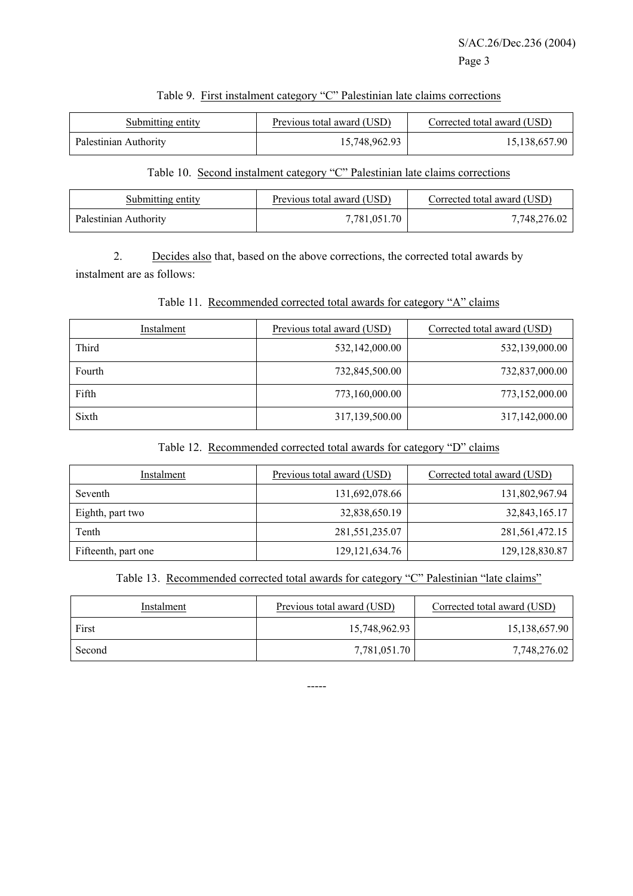Table 9. First instalment category "C" Palestinian late claims corrections

| Submitting entity | Previous total award (USD) | Corrected total award (USD) |
|---|---|---|
| Palestinian Authority | 15,748,962.93 | 15,138,657.90 |

Table 10. Second instalment category "C" Palestinian late claims corrections

| Submitting entity | Previous total award (USD) | Corrected total award (USD) |
|---|---|---|
| Palestinian Authority | 7,781,051.70 | 7,748,276.02 |

2. Decides also that, based on the above corrections, the corrected total awards by instalment are as follows:

Table 11. Recommended corrected total awards for category "A" claims

| Instalment | Previous total award (USD) | Corrected total award (USD) |
|---|---|---|
| Third | 532,142,000.00 | 532,139,000.00 |
| Fourth | 732,845,500.00 | 732,837,000.00 |
| Fifth | 773,160,000.00 | 773,152,000.00 |
| Sixth | 317,139,500.00 | 317,142,000.00 |

Table 12. Recommended corrected total awards for category "D" claims

| Instalment | Previous total award (USD) | Corrected total award (USD) |
|---|---|---|
| Seventh | 131,692,078.66 | 131,802,967.94 |
| Eighth, part two | 32,838,650.19 | 32,843,165.17 |
| Tenth | 281,551,235.07 | 281,561,472.15 |
| Fifteenth, part one | 129,121,634.76 | 129,128,830.87 |

Table 13. Recommended corrected total awards for category "C" Palestinian "late claims"

| Instalment | Previous total award (USD) | Corrected total award (USD) |
|---|---|---|
| First | 15,748,962.93 | 15,138,657.90 |
| Second | 7,781,051.70 | 7,748,276.02 |

-----